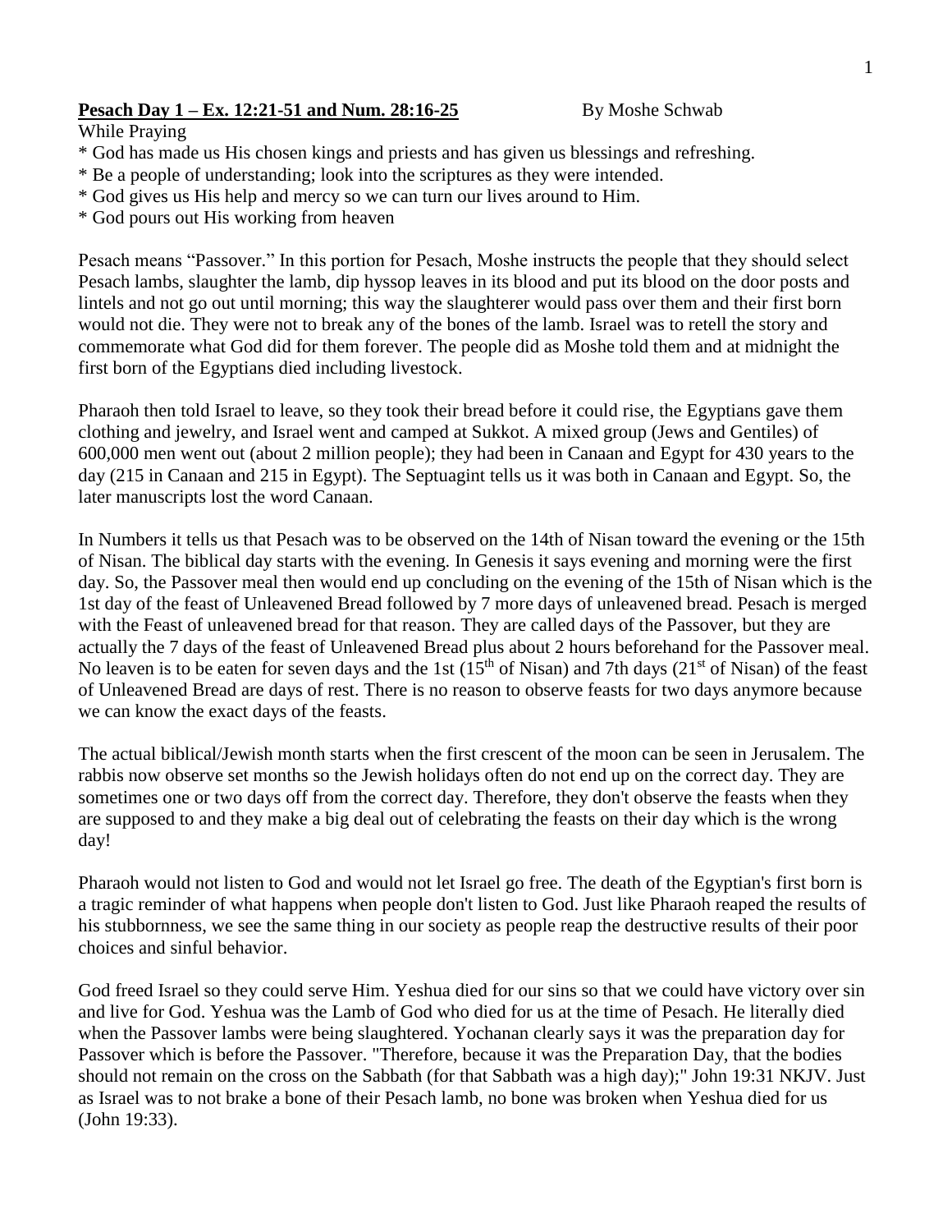**Pesach Day 1 – Ex. 12:21-51 and Num. 28:16-25** By Moshe Schwab

While Praying

* God has made us His chosen kings and priests and has given us blessings and refreshing.
* Be a people of understanding; look into the scriptures as they were intended.
* God gives us His help and mercy so we can turn our lives around to Him.
* God pours out His working from heaven

Pesach means "Passover." In this portion for Pesach, Moshe instructs the people that they should select Pesach lambs, slaughter the lamb, dip hyssop leaves in its blood and put its blood on the door posts and lintels and not go out until morning; this way the slaughterer would pass over them and their first born would not die. They were not to break any of the bones of the lamb. Israel was to retell the story and commemorate what God did for them forever. The people did as Moshe told them and at midnight the first born of the Egyptians died including livestock.

Pharaoh then told Israel to leave, so they took their bread before it could rise, the Egyptians gave them clothing and jewelry, and Israel went and camped at Sukkot. A mixed group (Jews and Gentiles) of 600,000 men went out (about 2 million people); they had been in Canaan and Egypt for 430 years to the day (215 in Canaan and 215 in Egypt). The Septuagint tells us it was both in Canaan and Egypt. So, the later manuscripts lost the word Canaan.

In Numbers it tells us that Pesach was to be observed on the 14th of Nisan toward the evening or the 15th of Nisan. The biblical day starts with the evening. In Genesis it says evening and morning were the first day. So, the Passover meal then would end up concluding on the evening of the 15th of Nisan which is the 1st day of the feast of Unleavened Bread followed by 7 more days of unleavened bread. Pesach is merged with the Feast of unleavened bread for that reason. They are called days of the Passover, but they are actually the 7 days of the feast of Unleavened Bread plus about 2 hours beforehand for the Passover meal. No leaven is to be eaten for seven days and the 1st (15th of Nisan) and 7th days (21st of Nisan) of the feast of Unleavened Bread are days of rest. There is no reason to observe feasts for two days anymore because we can know the exact days of the feasts.

The actual biblical/Jewish month starts when the first crescent of the moon can be seen in Jerusalem. The rabbis now observe set months so the Jewish holidays often do not end up on the correct day. They are sometimes one or two days off from the correct day. Therefore, they don't observe the feasts when they are supposed to and they make a big deal out of celebrating the feasts on their day which is the wrong day!

Pharaoh would not listen to God and would not let Israel go free. The death of the Egyptian's first born is a tragic reminder of what happens when people don't listen to God. Just like Pharaoh reaped the results of his stubbornness, we see the same thing in our society as people reap the destructive results of their poor choices and sinful behavior.

God freed Israel so they could serve Him. Yeshua died for our sins so that we could have victory over sin and live for God. Yeshua was the Lamb of God who died for us at the time of Pesach. He literally died when the Passover lambs were being slaughtered. Yochanan clearly says it was the preparation day for Passover which is before the Passover. "Therefore, because it was the Preparation Day, that the bodies should not remain on the cross on the Sabbath (for that Sabbath was a high day);" John 19:31 NKJV. Just as Israel was to not brake a bone of their Pesach lamb, no bone was broken when Yeshua died for us (John 19:33).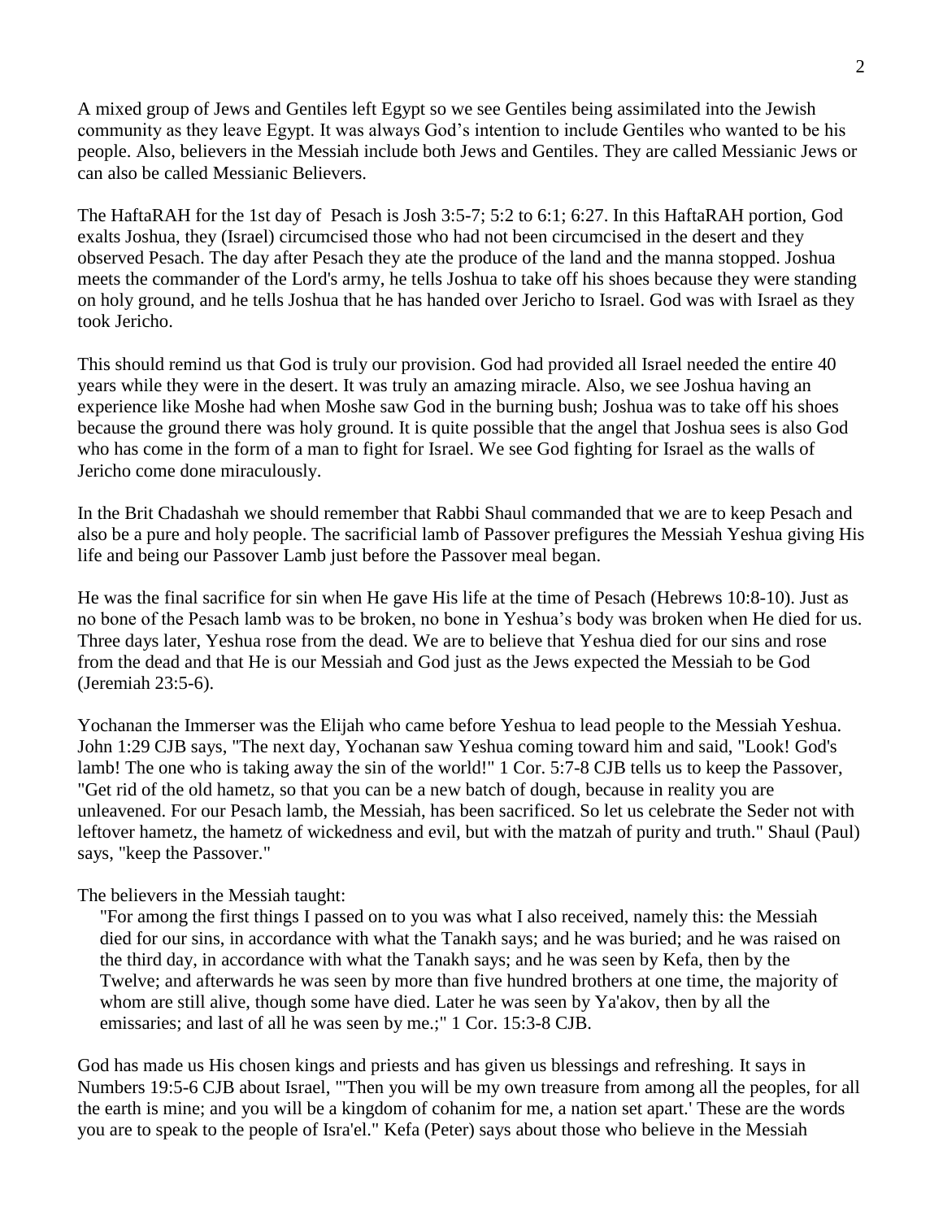A mixed group of Jews and Gentiles left Egypt so we see Gentiles being assimilated into the Jewish community as they leave Egypt. It was always God's intention to include Gentiles who wanted to be his people. Also, believers in the Messiah include both Jews and Gentiles. They are called Messianic Jews or can also be called Messianic Believers.

The HaftaRAH for the 1st day of Pesach is Josh 3:5-7; 5:2 to 6:1; 6:27. In this HaftaRAH portion, God exalts Joshua, they (Israel) circumcised those who had not been circumcised in the desert and they observed Pesach. The day after Pesach they ate the produce of the land and the manna stopped. Joshua meets the commander of the Lord's army, he tells Joshua to take off his shoes because they were standing on holy ground, and he tells Joshua that he has handed over Jericho to Israel. God was with Israel as they took Jericho.

This should remind us that God is truly our provision. God had provided all Israel needed the entire 40 years while they were in the desert. It was truly an amazing miracle. Also, we see Joshua having an experience like Moshe had when Moshe saw God in the burning bush; Joshua was to take off his shoes because the ground there was holy ground. It is quite possible that the angel that Joshua sees is also God who has come in the form of a man to fight for Israel. We see God fighting for Israel as the walls of Jericho come done miraculously.

In the Brit Chadashah we should remember that Rabbi Shaul commanded that we are to keep Pesach and also be a pure and holy people. The sacrificial lamb of Passover prefigures the Messiah Yeshua giving His life and being our Passover Lamb just before the Passover meal began.

He was the final sacrifice for sin when He gave His life at the time of Pesach (Hebrews 10:8-10). Just as no bone of the Pesach lamb was to be broken, no bone in Yeshua's body was broken when He died for us. Three days later, Yeshua rose from the dead. We are to believe that Yeshua died for our sins and rose from the dead and that He is our Messiah and God just as the Jews expected the Messiah to be God (Jeremiah 23:5-6).

Yochanan the Immerser was the Elijah who came before Yeshua to lead people to the Messiah Yeshua. John 1:29 CJB says, "The next day, Yochanan saw Yeshua coming toward him and said, "Look! God's lamb! The one who is taking away the sin of the world!" 1 Cor. 5:7-8 CJB tells us to keep the Passover, "Get rid of the old hametz, so that you can be a new batch of dough, because in reality you are unleavened. For our Pesach lamb, the Messiah, has been sacrificed. So let us celebrate the Seder not with leftover hametz, the hametz of wickedness and evil, but with the matzah of purity and truth." Shaul (Paul) says, "keep the Passover."

The believers in the Messiah taught:

> "For among the first things I passed on to you was what I also received, namely this: the Messiah died for our sins, in accordance with what the Tanakh says; and he was buried; and he was raised on the third day, in accordance with what the Tanakh says; and he was seen by Kefa, then by the Twelve; and afterwards he was seen by more than five hundred brothers at one time, the majority of whom are still alive, though some have died. Later he was seen by Ya'akov, then by all the emissaries; and last of all he was seen by me.;" 1 Cor. 15:3-8 CJB.

God has made us His chosen kings and priests and has given us blessings and refreshing. It says in Numbers 19:5-6 CJB about Israel, "'Then you will be my own treasure from among all the peoples, for all the earth is mine; and you will be a kingdom of cohanim for me, a nation set apart.' These are the words you are to speak to the people of Isra'el." Kefa (Peter) says about those who believe in the Messiah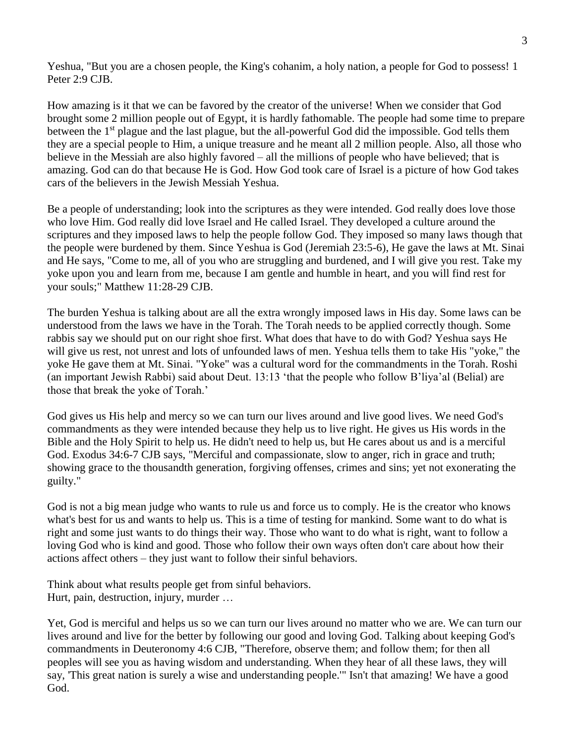Yeshua, "But you are a chosen people, the King's cohanim, a holy nation, a people for God to possess! 1 Peter 2:9 CJB.

How amazing is it that we can be favored by the creator of the universe! When we consider that God brought some 2 million people out of Egypt, it is hardly fathomable. The people had some time to prepare between the 1st plague and the last plague, but the all-powerful God did the impossible. God tells them they are a special people to Him, a unique treasure and he meant all 2 million people. Also, all those who believe in the Messiah are also highly favored – all the millions of people who have believed; that is amazing. God can do that because He is God. How God took care of Israel is a picture of how God takes cars of the believers in the Jewish Messiah Yeshua.

Be a people of understanding; look into the scriptures as they were intended. God really does love those who love Him. God really did love Israel and He called Israel. They developed a culture around the scriptures and they imposed laws to help the people follow God. They imposed so many laws though that the people were burdened by them. Since Yeshua is God (Jeremiah 23:5-6), He gave the laws at Mt. Sinai and He says, "Come to me, all of you who are struggling and burdened, and I will give you rest. Take my yoke upon you and learn from me, because I am gentle and humble in heart, and you will find rest for your souls;" Matthew 11:28-29 CJB.

The burden Yeshua is talking about are all the extra wrongly imposed laws in His day. Some laws can be understood from the laws we have in the Torah. The Torah needs to be applied correctly though. Some rabbis say we should put on our right shoe first. What does that have to do with God? Yeshua says He will give us rest, not unrest and lots of unfounded laws of men. Yeshua tells them to take His "yoke," the yoke He gave them at Mt. Sinai. "Yoke" was a cultural word for the commandments in the Torah. Roshi (an important Jewish Rabbi) said about Deut. 13:13 'that the people who follow B'liya'al (Belial) are those that break the yoke of Torah.'

God gives us His help and mercy so we can turn our lives around and live good lives. We need God's commandments as they were intended because they help us to live right. He gives us His words in the Bible and the Holy Spirit to help us. He didn't need to help us, but He cares about us and is a merciful God. Exodus 34:6-7 CJB says, "Merciful and compassionate, slow to anger, rich in grace and truth; showing grace to the thousandth generation, forgiving offenses, crimes and sins; yet not exonerating the guilty."

God is not a big mean judge who wants to rule us and force us to comply. He is the creator who knows what's best for us and wants to help us. This is a time of testing for mankind. Some want to do what is right and some just wants to do things their way. Those who want to do what is right, want to follow a loving God who is kind and good. Those who follow their own ways often don't care about how their actions affect others – they just want to follow their sinful behaviors.

Think about what results people get from sinful behaviors.
Hurt, pain, destruction, injury, murder …

Yet, God is merciful and helps us so we can turn our lives around no matter who we are. We can turn our lives around and live for the better by following our good and loving God. Talking about keeping God's commandments in Deuteronomy 4:6 CJB, "Therefore, observe them; and follow them; for then all peoples will see you as having wisdom and understanding. When they hear of all these laws, they will say, 'This great nation is surely a wise and understanding people.'" Isn't that amazing! We have a good God.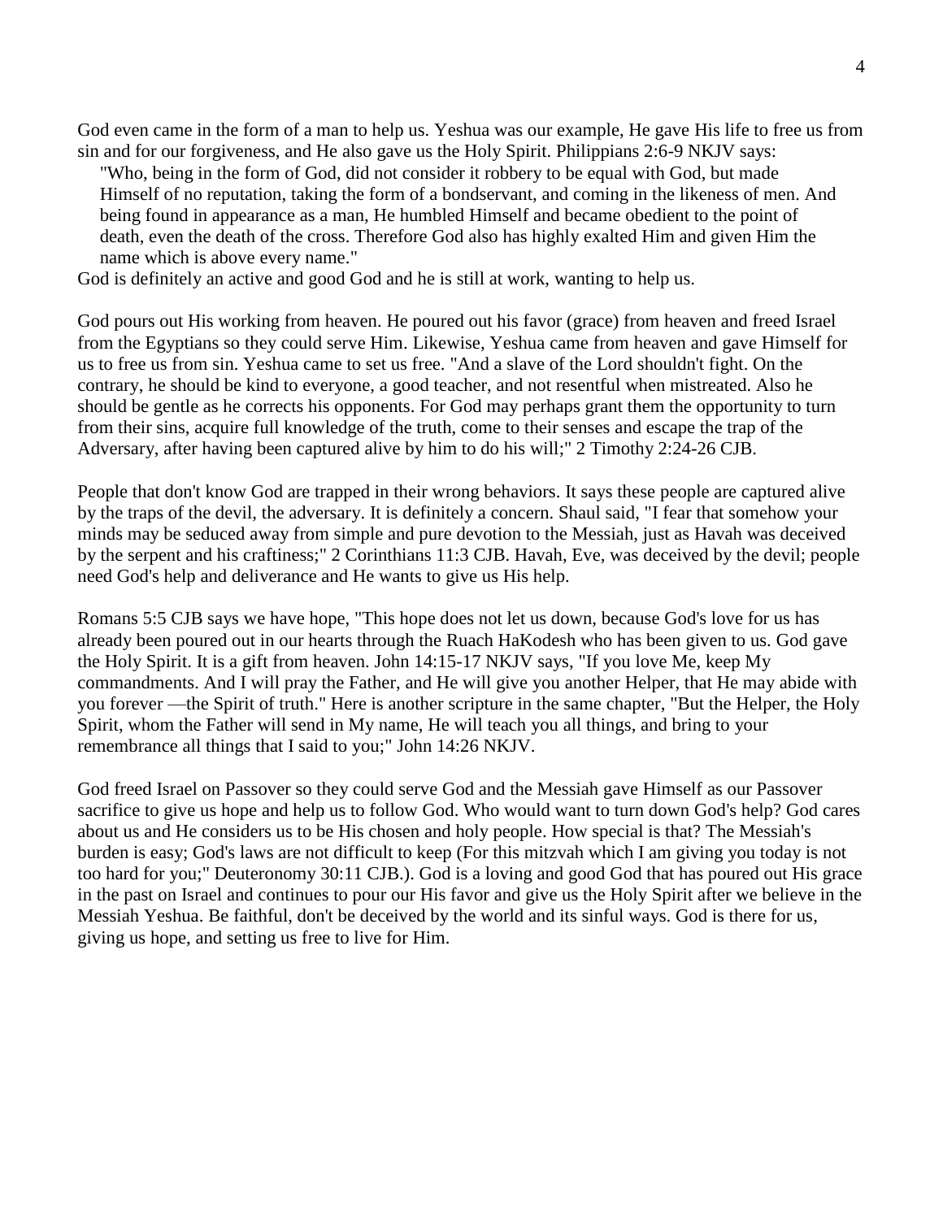God even came in the form of a man to help us. Yeshua was our example, He gave His life to free us from sin and for our forgiveness, and He also gave us the Holy Spirit. Philippians 2:6-9 NKJV says:

> "Who, being in the form of God, did not consider it robbery to be equal with God, but made Himself of no reputation, taking the form of a bondservant, and coming in the likeness of men. And being found in appearance as a man, He humbled Himself and became obedient to the point of death, even the death of the cross. Therefore God also has highly exalted Him and given Him the name which is above every name."

God is definitely an active and good God and he is still at work, wanting to help us.

God pours out His working from heaven. He poured out his favor (grace) from heaven and freed Israel from the Egyptians so they could serve Him. Likewise, Yeshua came from heaven and gave Himself for us to free us from sin. Yeshua came to set us free. "And a slave of the Lord shouldn't fight. On the contrary, he should be kind to everyone, a good teacher, and not resentful when mistreated. Also he should be gentle as he corrects his opponents. For God may perhaps grant them the opportunity to turn from their sins, acquire full knowledge of the truth, come to their senses and escape the trap of the Adversary, after having been captured alive by him to do his will;" 2 Timothy 2:24-26 CJB.

People that don't know God are trapped in their wrong behaviors. It says these people are captured alive by the traps of the devil, the adversary. It is definitely a concern. Shaul said, "I fear that somehow your minds may be seduced away from simple and pure devotion to the Messiah, just as Havah was deceived by the serpent and his craftiness;" 2 Corinthians 11:3 CJB. Havah, Eve, was deceived by the devil; people need God's help and deliverance and He wants to give us His help.

Romans 5:5 CJB says we have hope, "This hope does not let us down, because God's love for us has already been poured out in our hearts through the Ruach HaKodesh who has been given to us. God gave the Holy Spirit. It is a gift from heaven. John 14:15-17 NKJV says, "If you love Me, keep My commandments. And I will pray the Father, and He will give you another Helper, that He may abide with you forever —the Spirit of truth." Here is another scripture in the same chapter, "But the Helper, the Holy Spirit, whom the Father will send in My name, He will teach you all things, and bring to your remembrance all things that I said to you;" John 14:26 NKJV.

God freed Israel on Passover so they could serve God and the Messiah gave Himself as our Passover sacrifice to give us hope and help us to follow God. Who would want to turn down God's help? God cares about us and He considers us to be His chosen and holy people. How special is that? The Messiah's burden is easy; God's laws are not difficult to keep (For this mitzvah which I am giving you today is not too hard for you;" Deuteronomy 30:11 CJB.). God is a loving and good God that has poured out His grace in the past on Israel and continues to pour our His favor and give us the Holy Spirit after we believe in the Messiah Yeshua. Be faithful, don't be deceived by the world and its sinful ways. God is there for us, giving us hope, and setting us free to live for Him.